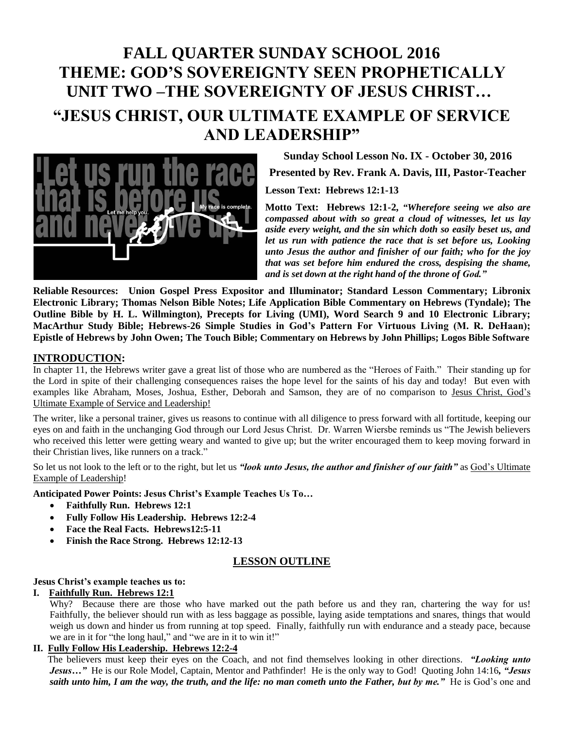# FALL QUARTER SUNDAY SCHOOL 2016
# THEME: GOD'S SOVEREIGNTY SEEN PROPHETICALLY
# UNIT TWO –THE SOVEREIGNTY OF JESUS CHRIST…
# "JESUS CHRIST, OUR ULTIMATE EXAMPLE OF SERVICE AND LEADERSHIP"

**Sunday School Lesson No. IX - October 30, 2016**

**Presented by Rev. Frank A. Davis, III, Pastor-Teacher**

**Lesson Text: Hebrews 12:1-13**

**Motto Text: Hebrews 12:1-2,** ***"Wherefore seeing we also are compassed about with so great a cloud of witnesses, let us lay aside every weight, and the sin which doth so easily beset us, and let us run with patience the race that is set before us, Looking unto Jesus the author and finisher of our faith; who for the joy that was set before him endured the cross, despising the shame, and is set down at the right hand of the throne of God."***

**Reliable Resources: Union Gospel Press Expositor and Illuminator; Standard Lesson Commentary; Libronix Electronic Library; Thomas Nelson Bible Notes; Life Application Bible Commentary on Hebrews (Tyndale); The Outline Bible by H. L. Willmington), Precepts for Living (UMI), Word Search 9 and 10 Electronic Library; MacArthur Study Bible; Hebrews-26 Simple Studies in God's Pattern For Virtuous Living (M. R. DeHaan); Epistle of Hebrews by John Owen; The Touch Bible; Commentary on Hebrews by John Phillips; Logos Bible Software**

## INTRODUCTION:

In chapter 11, the Hebrews writer gave a great list of those who are numbered as the "Heroes of Faith." Their standing up for the Lord in spite of their challenging consequences raises the hope level for the saints of his day and today! But even with examples like Abraham, Moses, Joshua, Esther, Deborah and Samson, they are of no comparison to Jesus Christ, God's Ultimate Example of Service and Leadership!

The writer, like a personal trainer, gives us reasons to continue with all diligence to press forward with all fortitude, keeping our eyes on and faith in the unchanging God through our Lord Jesus Christ. Dr. Warren Wiersbe reminds us "The Jewish believers who received this letter were getting weary and wanted to give up; but the writer encouraged them to keep moving forward in their Christian lives, like runners on a track."

So let us not look to the left or to the right, but let us ***"look unto Jesus, the author and finisher of our faith"*** as God's Ultimate Example of Leadership!

**Anticipated Power Points: Jesus Christ's Example Teaches Us To…**

- **Faithfully Run. Hebrews 12:1**
- **Fully Follow His Leadership. Hebrews 12:2-4**
- **Face the Real Facts. Hebrews12:5-11**
- **Finish the Race Strong. Hebrews 12:12-13**

## LESSON OUTLINE

**Jesus Christ's example teaches us to:**

**I. Faithfully Run. Hebrews 12:1**

Why? Because there are those who have marked out the path before us and they ran, chartering the way for us! Faithfully, the believer should run with as less baggage as possible, laying aside temptations and snares, things that would weigh us down and hinder us from running at top speed. Finally, faithfully run with endurance and a steady pace, because we are in it for "the long haul," and "we are in it to win it!"

**II. Fully Follow His Leadership. Hebrews 12:2-4**

The believers must keep their eyes on the Coach, and not find themselves looking in other directions. ***"Looking unto Jesus…"*** He is our Role Model, Captain, Mentor and Pathfinder! He is the only way to God! Quoting John 14:16, ***"Jesus saith unto him, I am the way, the truth, and the life: no man cometh unto the Father, but by me."*** He is God's one and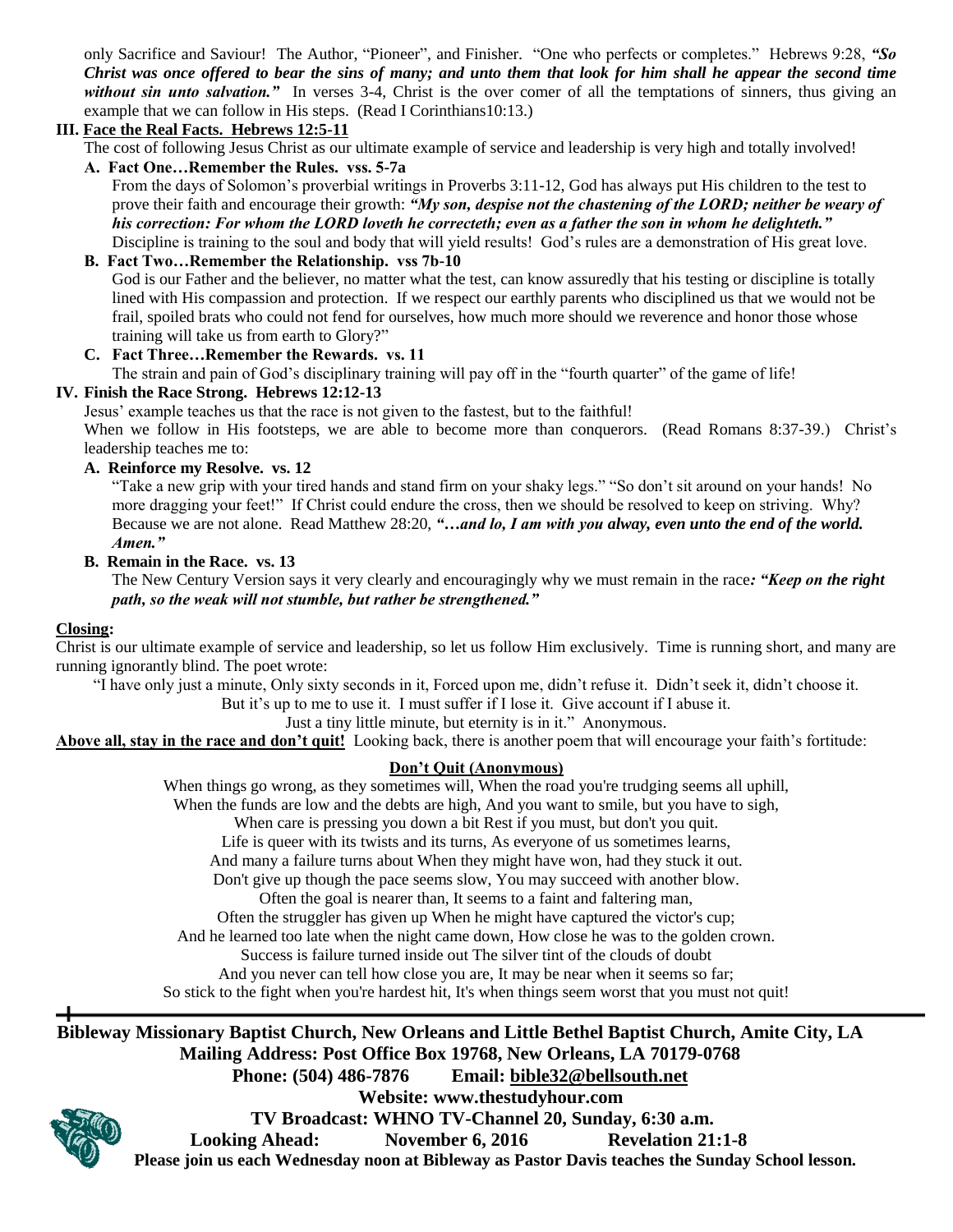only Sacrifice and Saviour! The Author, "Pioneer", and Finisher. "One who perfects or completes." Hebrews 9:28, ***"So Christ was once offered to bear the sins of many; and unto them that look for him shall he appear the second time without sin unto salvation."*** In verses 3-4, Christ is the over comer of all the temptations of sinners, thus giving an example that we can follow in His steps. (Read I Corinthians10:13.)

**III. Face the Real Facts. Hebrews 12:5-11**

The cost of following Jesus Christ as our ultimate example of service and leadership is very high and totally involved!

**A. Fact One…Remember the Rules. vss. 5-7a**

From the days of Solomon's proverbial writings in Proverbs 3:11-12, God has always put His children to the test to prove their faith and encourage their growth: ***"My son, despise not the chastening of the LORD; neither be weary of his correction: For whom the LORD loveth he correcteth; even as a father the son in whom he delighteth."*** Discipline is training to the soul and body that will yield results! God's rules are a demonstration of His great love.

**B. Fact Two…Remember the Relationship. vss 7b-10**

God is our Father and the believer, no matter what the test, can know assuredly that his testing or discipline is totally lined with His compassion and protection. If we respect our earthly parents who disciplined us that we would not be frail, spoiled brats who could not fend for ourselves, how much more should we reverence and honor those whose training will take us from earth to Glory?"

**C. Fact Three…Remember the Rewards. vs. 11**

The strain and pain of God's disciplinary training will pay off in the "fourth quarter" of the game of life!

**IV. Finish the Race Strong. Hebrews 12:12-13**

Jesus' example teaches us that the race is not given to the fastest, but to the faithful!

When we follow in His footsteps, we are able to become more than conquerors. (Read Romans 8:37-39.) Christ's leadership teaches me to:

**A. Reinforce my Resolve. vs. 12**

"Take a new grip with your tired hands and stand firm on your shaky legs." "So don't sit around on your hands! No more dragging your feet!" If Christ could endure the cross, then we should be resolved to keep on striving. Why? Because we are not alone. Read Matthew 28:20, ***"…and lo, I am with you alway, even unto the end of the world. Amen."***

**B. Remain in the Race. vs. 13**

The New Century Version says it very clearly and encouragingly why we must remain in the race***: "Keep on the right path, so the weak will not stumble, but rather be strengthened."***

**Closing:**

Christ is our ultimate example of service and leadership, so let us follow Him exclusively. Time is running short, and many are running ignorantly blind. The poet wrote:

"I have only just a minute, Only sixty seconds in it, Forced upon me, didn't refuse it. Didn't seek it, didn't choose it.
But it's up to me to use it. I must suffer if I lose it. Give account if I abuse it.
Just a tiny little minute, but eternity is in it." Anonymous.

**Above all, stay in the race and don't quit!** Looking back, there is another poem that will encourage your faith's fortitude:

**Don't Quit (Anonymous)**

When things go wrong, as they sometimes will, When the road you're trudging seems all uphill,
When the funds are low and the debts are high, And you want to smile, but you have to sigh,
When care is pressing you down a bit Rest if you must, but don't you quit.
Life is queer with its twists and its turns, As everyone of us sometimes learns,
And many a failure turns about When they might have won, had they stuck it out.
Don't give up though the pace seems slow, You may succeed with another blow.
Often the goal is nearer than, It seems to a faint and faltering man,
Often the struggler has given up When he might have captured the victor's cup;
And he learned too late when the night came down, How close he was to the golden crown.
Success is failure turned inside out The silver tint of the clouds of doubt
And you never can tell how close you are, It may be near when it seems so far;
So stick to the fight when you're hardest hit, It's when things seem worst that you must not quit!

**Bibleway Missionary Baptist Church, New Orleans and Little Bethel Baptist Church, Amite City, LA**
**Mailing Address: Post Office Box 19768, New Orleans, LA 70179-0768**
**Phone: (504) 486-7876 Email: bible32@bellsouth.net**
**Website: www.thestudyhour.com**
**TV Broadcast: WHNO TV-Channel 20, Sunday, 6:30 a.m.**
**Looking Ahead: November 6, 2016 Revelation 21:1-8**
**Please join us each Wednesday noon at Bibleway as Pastor Davis teaches the Sunday School lesson.**